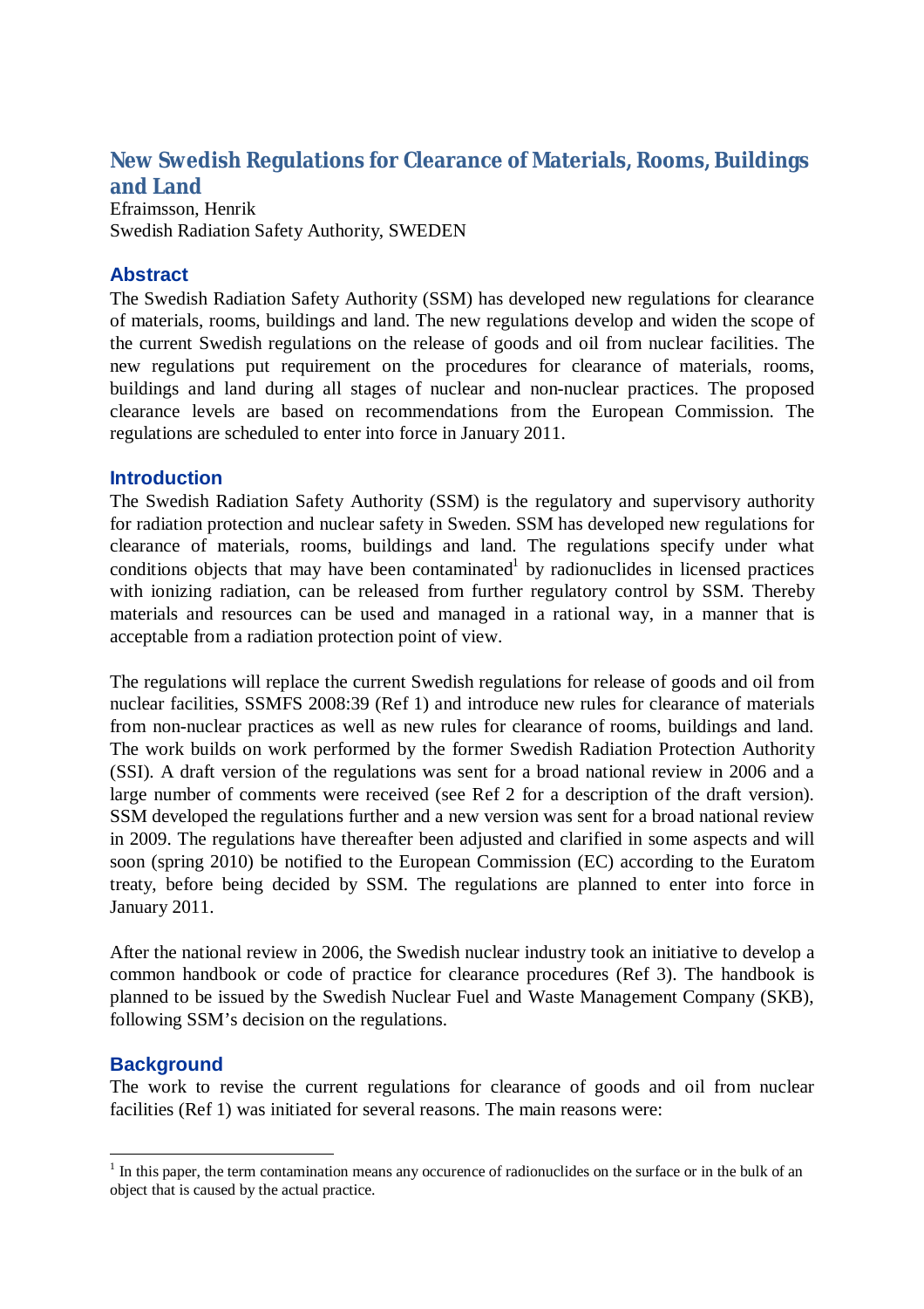# New Swedish Regulations for Clearance of Materials, Rooms, Buildings and Land

Efraimsson, Henrik
Swedish Radiation Safety Authority, SWEDEN

## Abstract

The Swedish Radiation Safety Authority (SSM) has developed new regulations for clearance of materials, rooms, buildings and land. The new regulations develop and widen the scope of the current Swedish regulations on the release of goods and oil from nuclear facilities. The new regulations put requirement on the procedures for clearance of materials, rooms, buildings and land during all stages of nuclear and non-nuclear practices. The proposed clearance levels are based on recommendations from the European Commission. The regulations are scheduled to enter into force in January 2011.

## Introduction

The Swedish Radiation Safety Authority (SSM) is the regulatory and supervisory authority for radiation protection and nuclear safety in Sweden. SSM has developed new regulations for clearance of materials, rooms, buildings and land. The regulations specify under what conditions objects that may have been contaminated[1] by radionuclides in licensed practices with ionizing radiation, can be released from further regulatory control by SSM. Thereby materials and resources can be used and managed in a rational way, in a manner that is acceptable from a radiation protection point of view.

The regulations will replace the current Swedish regulations for release of goods and oil from nuclear facilities, SSMFS 2008:39 (Ref 1) and introduce new rules for clearance of materials from non-nuclear practices as well as new rules for clearance of rooms, buildings and land. The work builds on work performed by the former Swedish Radiation Protection Authority (SSI). A draft version of the regulations was sent for a broad national review in 2006 and a large number of comments were received (see Ref 2 for a description of the draft version). SSM developed the regulations further and a new version was sent for a broad national review in 2009. The regulations have thereafter been adjusted and clarified in some aspects and will soon (spring 2010) be notified to the European Commission (EC) according to the Euratom treaty, before being decided by SSM. The regulations are planned to enter into force in January 2011.

After the national review in 2006, the Swedish nuclear industry took an initiative to develop a common handbook or code of practice for clearance procedures (Ref 3). The handbook is planned to be issued by the Swedish Nuclear Fuel and Waste Management Company (SKB), following SSM's decision on the regulations.

## Background

The work to revise the current regulations for clearance of goods and oil from nuclear facilities (Ref 1) was initiated for several reasons. The main reasons were:

---

[1] In this paper, the term contamination means any occurence of radionuclides on the surface or in the bulk of an object that is caused by the actual practice.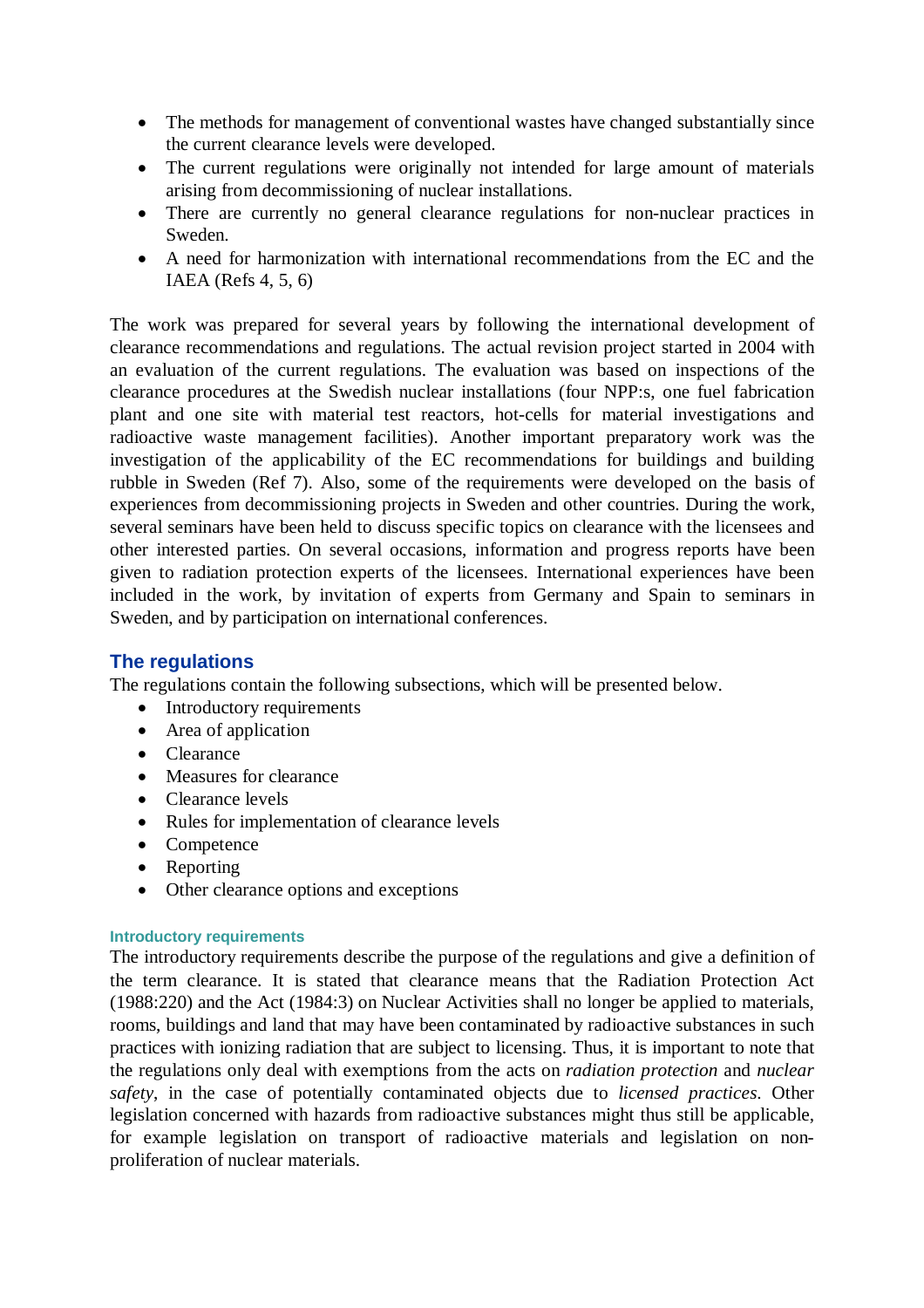- The methods for management of conventional wastes have changed substantially since the current clearance levels were developed.
- The current regulations were originally not intended for large amount of materials arising from decommissioning of nuclear installations.
- There are currently no general clearance regulations for non-nuclear practices in Sweden.
- A need for harmonization with international recommendations from the EC and the IAEA (Refs 4, 5, 6)

The work was prepared for several years by following the international development of clearance recommendations and regulations. The actual revision project started in 2004 with an evaluation of the current regulations. The evaluation was based on inspections of the clearance procedures at the Swedish nuclear installations (four NPP:s, one fuel fabrication plant and one site with material test reactors, hot-cells for material investigations and radioactive waste management facilities). Another important preparatory work was the investigation of the applicability of the EC recommendations for buildings and building rubble in Sweden (Ref 7). Also, some of the requirements were developed on the basis of experiences from decommissioning projects in Sweden and other countries. During the work, several seminars have been held to discuss specific topics on clearance with the licensees and other interested parties. On several occasions, information and progress reports have been given to radiation protection experts of the licensees. International experiences have been included in the work, by invitation of experts from Germany and Spain to seminars in Sweden, and by participation on international conferences.

## The regulations

The regulations contain the following subsections, which will be presented below.

- Introductory requirements
- Area of application
- Clearance
- Measures for clearance
- Clearance levels
- Rules for implementation of clearance levels
- Competence
- Reporting
- Other clearance options and exceptions

### Introductory requirements

The introductory requirements describe the purpose of the regulations and give a definition of the term clearance. It is stated that clearance means that the Radiation Protection Act (1988:220) and the Act (1984:3) on Nuclear Activities shall no longer be applied to materials, rooms, buildings and land that may have been contaminated by radioactive substances in such practices with ionizing radiation that are subject to licensing. Thus, it is important to note that the regulations only deal with exemptions from the acts on *radiation protection* and *nuclear safety*, in the case of potentially contaminated objects due to *licensed practices*. Other legislation concerned with hazards from radioactive substances might thus still be applicable, for example legislation on transport of radioactive materials and legislation on non-proliferation of nuclear materials.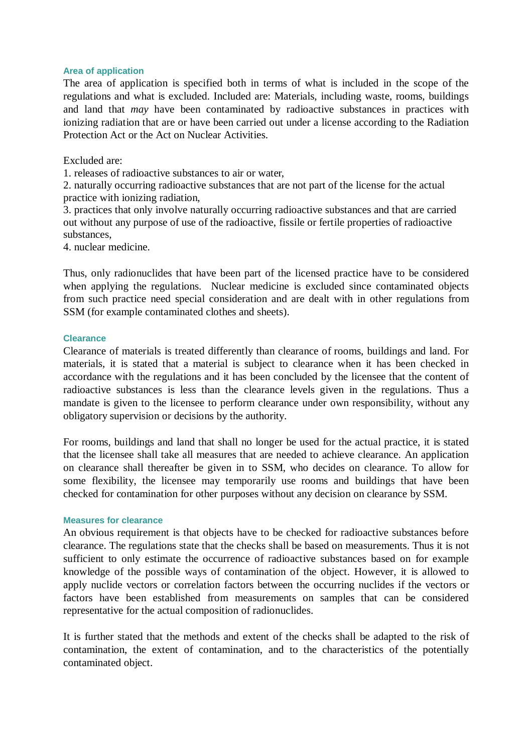### Area of application

The area of application is specified both in terms of what is included in the scope of the regulations and what is excluded. Included are: Materials, including waste, rooms, buildings and land that *may* have been contaminated by radioactive substances in practices with ionizing radiation that are or have been carried out under a license according to the Radiation Protection Act or the Act on Nuclear Activities.

Excluded are:

1. releases of radioactive substances to air or water,
2. naturally occurring radioactive substances that are not part of the license for the actual practice with ionizing radiation,
3. practices that only involve naturally occurring radioactive substances and that are carried out without any purpose of use of the radioactive, fissile or fertile properties of radioactive substances,
4. nuclear medicine.

Thus, only radionuclides that have been part of the licensed practice have to be considered when applying the regulations. Nuclear medicine is excluded since contaminated objects from such practice need special consideration and are dealt with in other regulations from SSM (for example contaminated clothes and sheets).

### Clearance

Clearance of materials is treated differently than clearance of rooms, buildings and land. For materials, it is stated that a material is subject to clearance when it has been checked in accordance with the regulations and it has been concluded by the licensee that the content of radioactive substances is less than the clearance levels given in the regulations. Thus a mandate is given to the licensee to perform clearance under own responsibility, without any obligatory supervision or decisions by the authority.

For rooms, buildings and land that shall no longer be used for the actual practice, it is stated that the licensee shall take all measures that are needed to achieve clearance. An application on clearance shall thereafter be given in to SSM, who decides on clearance. To allow for some flexibility, the licensee may temporarily use rooms and buildings that have been checked for contamination for other purposes without any decision on clearance by SSM.

### Measures for clearance

An obvious requirement is that objects have to be checked for radioactive substances before clearance. The regulations state that the checks shall be based on measurements. Thus it is not sufficient to only estimate the occurrence of radioactive substances based on for example knowledge of the possible ways of contamination of the object. However, it is allowed to apply nuclide vectors or correlation factors between the occurring nuclides if the vectors or factors have been established from measurements on samples that can be considered representative for the actual composition of radionuclides.

It is further stated that the methods and extent of the checks shall be adapted to the risk of contamination, the extent of contamination, and to the characteristics of the potentially contaminated object.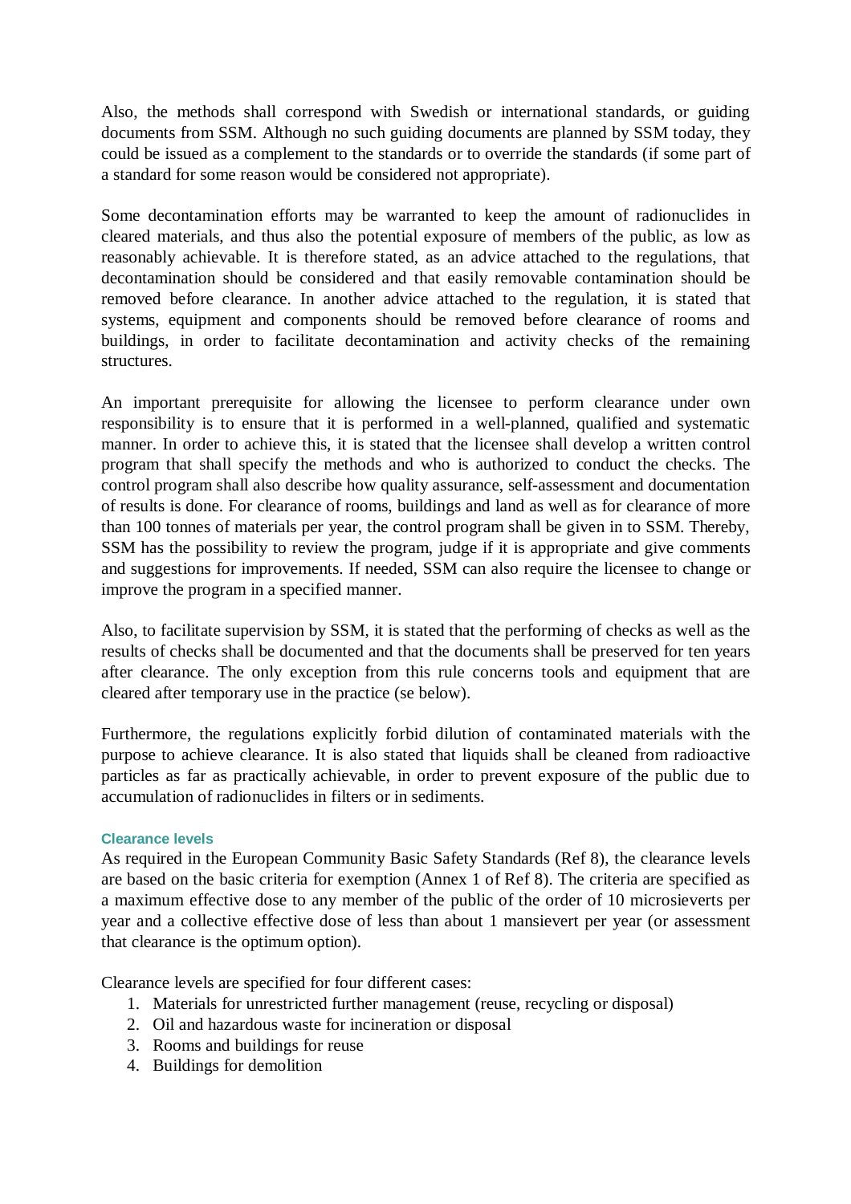Also, the methods shall correspond with Swedish or international standards, or guiding documents from SSM. Although no such guiding documents are planned by SSM today, they could be issued as a complement to the standards or to override the standards (if some part of a standard for some reason would be considered not appropriate).

Some decontamination efforts may be warranted to keep the amount of radionuclides in cleared materials, and thus also the potential exposure of members of the public, as low as reasonably achievable. It is therefore stated, as an advice attached to the regulations, that decontamination should be considered and that easily removable contamination should be removed before clearance. In another advice attached to the regulation, it is stated that systems, equipment and components should be removed before clearance of rooms and buildings, in order to facilitate decontamination and activity checks of the remaining structures.

An important prerequisite for allowing the licensee to perform clearance under own responsibility is to ensure that it is performed in a well-planned, qualified and systematic manner. In order to achieve this, it is stated that the licensee shall develop a written control program that shall specify the methods and who is authorized to conduct the checks. The control program shall also describe how quality assurance, self-assessment and documentation of results is done. For clearance of rooms, buildings and land as well as for clearance of more than 100 tonnes of materials per year, the control program shall be given in to SSM. Thereby, SSM has the possibility to review the program, judge if it is appropriate and give comments and suggestions for improvements. If needed, SSM can also require the licensee to change or improve the program in a specified manner.

Also, to facilitate supervision by SSM, it is stated that the performing of checks as well as the results of checks shall be documented and that the documents shall be preserved for ten years after clearance. The only exception from this rule concerns tools and equipment that are cleared after temporary use in the practice (se below).

Furthermore, the regulations explicitly forbid dilution of contaminated materials with the purpose to achieve clearance. It is also stated that liquids shall be cleaned from radioactive particles as far as practically achievable, in order to prevent exposure of the public due to accumulation of radionuclides in filters or in sediments.

### Clearance levels

As required in the European Community Basic Safety Standards (Ref 8), the clearance levels are based on the basic criteria for exemption (Annex 1 of Ref 8). The criteria are specified as a maximum effective dose to any member of the public of the order of 10 microsieverts per year and a collective effective dose of less than about 1 mansievert per year (or assessment that clearance is the optimum option).

Clearance levels are specified for four different cases:

1. Materials for unrestricted further management (reuse, recycling or disposal)
2. Oil and hazardous waste for incineration or disposal
3. Rooms and buildings for reuse
4. Buildings for demolition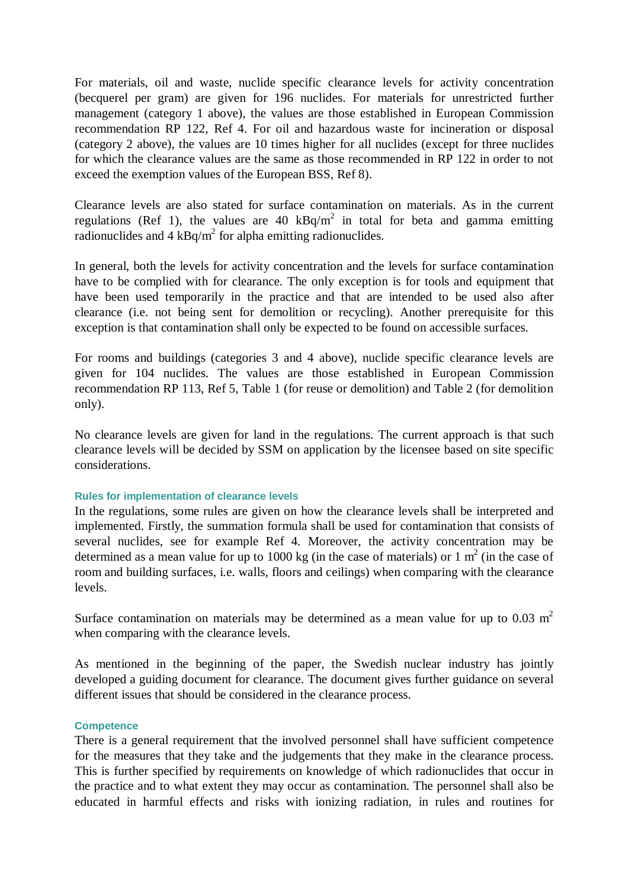For materials, oil and waste, nuclide specific clearance levels for activity concentration (becquerel per gram) are given for 196 nuclides. For materials for unrestricted further management (category 1 above), the values are those established in European Commission recommendation RP 122, Ref 4. For oil and hazardous waste for incineration or disposal (category 2 above), the values are 10 times higher for all nuclides (except for three nuclides for which the clearance values are the same as those recommended in RP 122 in order to not exceed the exemption values of the European BSS, Ref 8).

Clearance levels are also stated for surface contamination on materials. As in the current regulations (Ref 1), the values are 40 $kBq/m^2$ in total for beta and gamma emitting radionuclides and 4 $kBq/m^2$ for alpha emitting radionuclides.

In general, both the levels for activity concentration and the levels for surface contamination have to be complied with for clearance. The only exception is for tools and equipment that have been used temporarily in the practice and that are intended to be used also after clearance (i.e. not being sent for demolition or recycling). Another prerequisite for this exception is that contamination shall only be expected to be found on accessible surfaces.

For rooms and buildings (categories 3 and 4 above), nuclide specific clearance levels are given for 104 nuclides. The values are those established in European Commission recommendation RP 113, Ref 5, Table 1 (for reuse or demolition) and Table 2 (for demolition only).

No clearance levels are given for land in the regulations. The current approach is that such clearance levels will be decided by SSM on application by the licensee based on site specific considerations.

#### Rules for implementation of clearance levels

In the regulations, some rules are given on how the clearance levels shall be interpreted and implemented. Firstly, the summation formula shall be used for contamination that consists of several nuclides, see for example Ref 4. Moreover, the activity concentration may be determined as a mean value for up to 1000 kg (in the case of materials) or 1 $m^2$ (in the case of room and building surfaces, i.e. walls, floors and ceilings) when comparing with the clearance levels.

Surface contamination on materials may be determined as a mean value for up to 0.03 $m^2$ when comparing with the clearance levels.

As mentioned in the beginning of the paper, the Swedish nuclear industry has jointly developed a guiding document for clearance. The document gives further guidance on several different issues that should be considered in the clearance process.

#### Competence

There is a general requirement that the involved personnel shall have sufficient competence for the measures that they take and the judgements that they make in the clearance process. This is further specified by requirements on knowledge of which radionuclides that occur in the practice and to what extent they may occur as contamination. The personnel shall also be educated in harmful effects and risks with ionizing radiation, in rules and routines for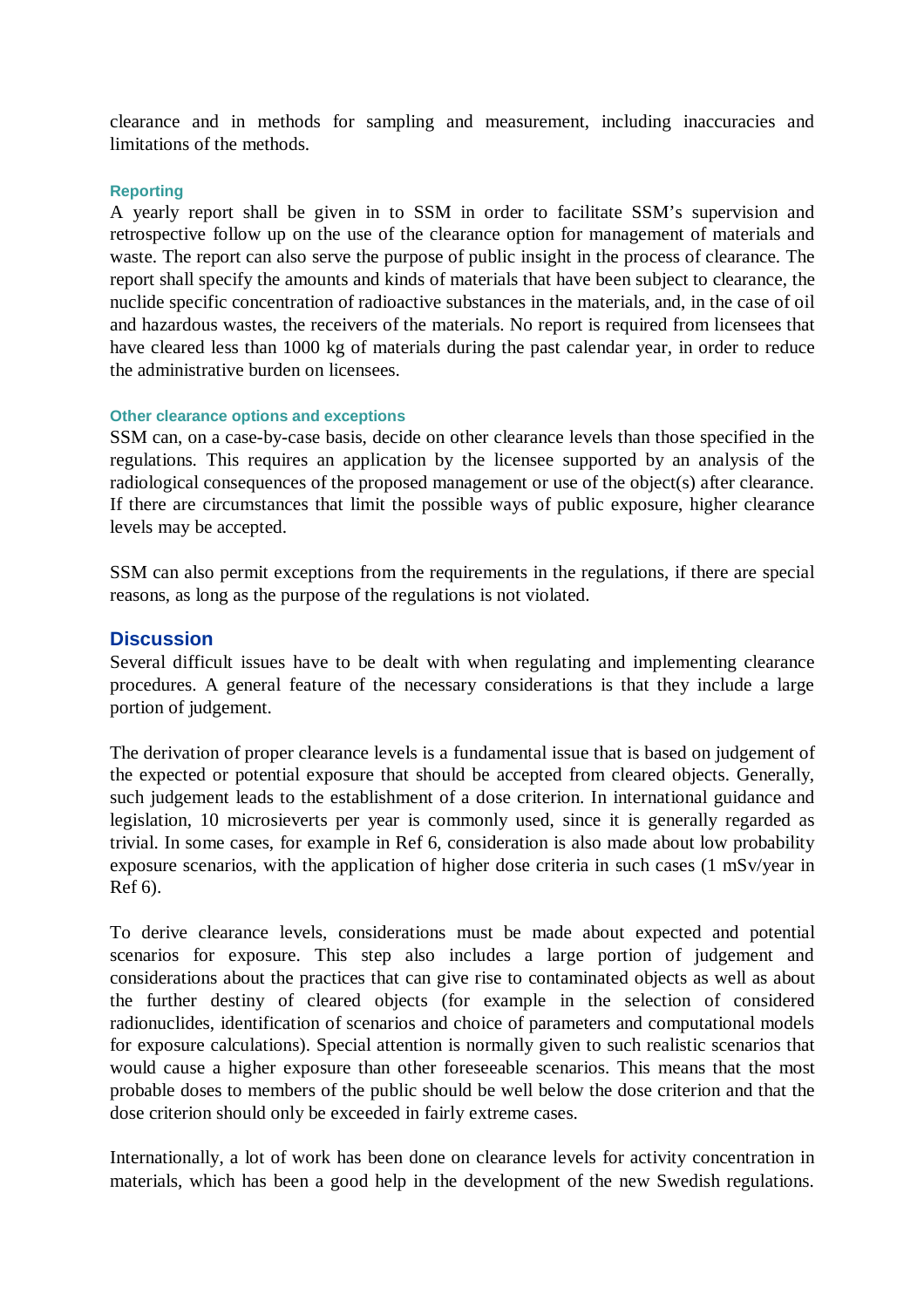clearance and in methods for sampling and measurement, including inaccuracies and limitations of the methods.

#### Reporting

A yearly report shall be given in to SSM in order to facilitate SSM's supervision and retrospective follow up on the use of the clearance option for management of materials and waste. The report can also serve the purpose of public insight in the process of clearance. The report shall specify the amounts and kinds of materials that have been subject to clearance, the nuclide specific concentration of radioactive substances in the materials, and, in the case of oil and hazardous wastes, the receivers of the materials. No report is required from licensees that have cleared less than 1000 kg of materials during the past calendar year, in order to reduce the administrative burden on licensees.

#### Other clearance options and exceptions

SSM can, on a case-by-case basis, decide on other clearance levels than those specified in the regulations. This requires an application by the licensee supported by an analysis of the radiological consequences of the proposed management or use of the object(s) after clearance. If there are circumstances that limit the possible ways of public exposure, higher clearance levels may be accepted.

SSM can also permit exceptions from the requirements in the regulations, if there are special reasons, as long as the purpose of the regulations is not violated.

## Discussion

Several difficult issues have to be dealt with when regulating and implementing clearance procedures. A general feature of the necessary considerations is that they include a large portion of judgement.

The derivation of proper clearance levels is a fundamental issue that is based on judgement of the expected or potential exposure that should be accepted from cleared objects. Generally, such judgement leads to the establishment of a dose criterion. In international guidance and legislation, 10 microsieverts per year is commonly used, since it is generally regarded as trivial. In some cases, for example in Ref 6, consideration is also made about low probability exposure scenarios, with the application of higher dose criteria in such cases (1 mSv/year in Ref 6).

To derive clearance levels, considerations must be made about expected and potential scenarios for exposure. This step also includes a large portion of judgement and considerations about the practices that can give rise to contaminated objects as well as about the further destiny of cleared objects (for example in the selection of considered radionuclides, identification of scenarios and choice of parameters and computational models for exposure calculations). Special attention is normally given to such realistic scenarios that would cause a higher exposure than other foreseeable scenarios. This means that the most probable doses to members of the public should be well below the dose criterion and that the dose criterion should only be exceeded in fairly extreme cases.

Internationally, a lot of work has been done on clearance levels for activity concentration in materials, which has been a good help in the development of the new Swedish regulations.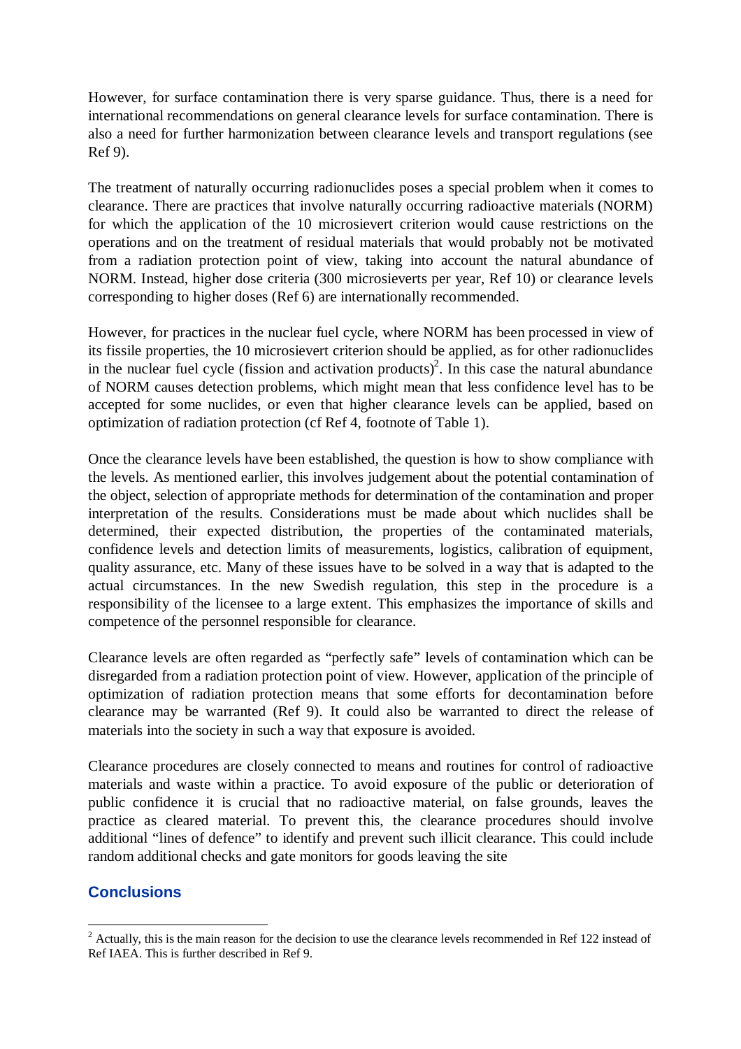However, for surface contamination there is very sparse guidance. Thus, there is a need for international recommendations on general clearance levels for surface contamination. There is also a need for further harmonization between clearance levels and transport regulations (see Ref 9).

The treatment of naturally occurring radionuclides poses a special problem when it comes to clearance. There are practices that involve naturally occurring radioactive materials (NORM) for which the application of the 10 microsievert criterion would cause restrictions on the operations and on the treatment of residual materials that would probably not be motivated from a radiation protection point of view, taking into account the natural abundance of NORM. Instead, higher dose criteria (300 microsieverts per year, Ref 10) or clearance levels corresponding to higher doses (Ref 6) are internationally recommended.

However, for practices in the nuclear fuel cycle, where NORM has been processed in view of its fissile properties, the 10 microsievert criterion should be applied, as for other radionuclides in the nuclear fuel cycle (fission and activation products)[2]. In this case the natural abundance of NORM causes detection problems, which might mean that less confidence level has to be accepted for some nuclides, or even that higher clearance levels can be applied, based on optimization of radiation protection (cf Ref 4, footnote of Table 1).

Once the clearance levels have been established, the question is how to show compliance with the levels. As mentioned earlier, this involves judgement about the potential contamination of the object, selection of appropriate methods for determination of the contamination and proper interpretation of the results. Considerations must be made about which nuclides shall be determined, their expected distribution, the properties of the contaminated materials, confidence levels and detection limits of measurements, logistics, calibration of equipment, quality assurance, etc. Many of these issues have to be solved in a way that is adapted to the actual circumstances. In the new Swedish regulation, this step in the procedure is a responsibility of the licensee to a large extent. This emphasizes the importance of skills and competence of the personnel responsible for clearance.

Clearance levels are often regarded as "perfectly safe" levels of contamination which can be disregarded from a radiation protection point of view. However, application of the principle of optimization of radiation protection means that some efforts for decontamination before clearance may be warranted (Ref 9). It could also be warranted to direct the release of materials into the society in such a way that exposure is avoided.

Clearance procedures are closely connected to means and routines for control of radioactive materials and waste within a practice. To avoid exposure of the public or deterioration of public confidence it is crucial that no radioactive material, on false grounds, leaves the practice as cleared material. To prevent this, the clearance procedures should involve additional "lines of defence" to identify and prevent such illicit clearance. This could include random additional checks and gate monitors for goods leaving the site

## Conclusions

[2] Actually, this is the main reason for the decision to use the clearance levels recommended in Ref 122 instead of Ref IAEA. This is further described in Ref 9.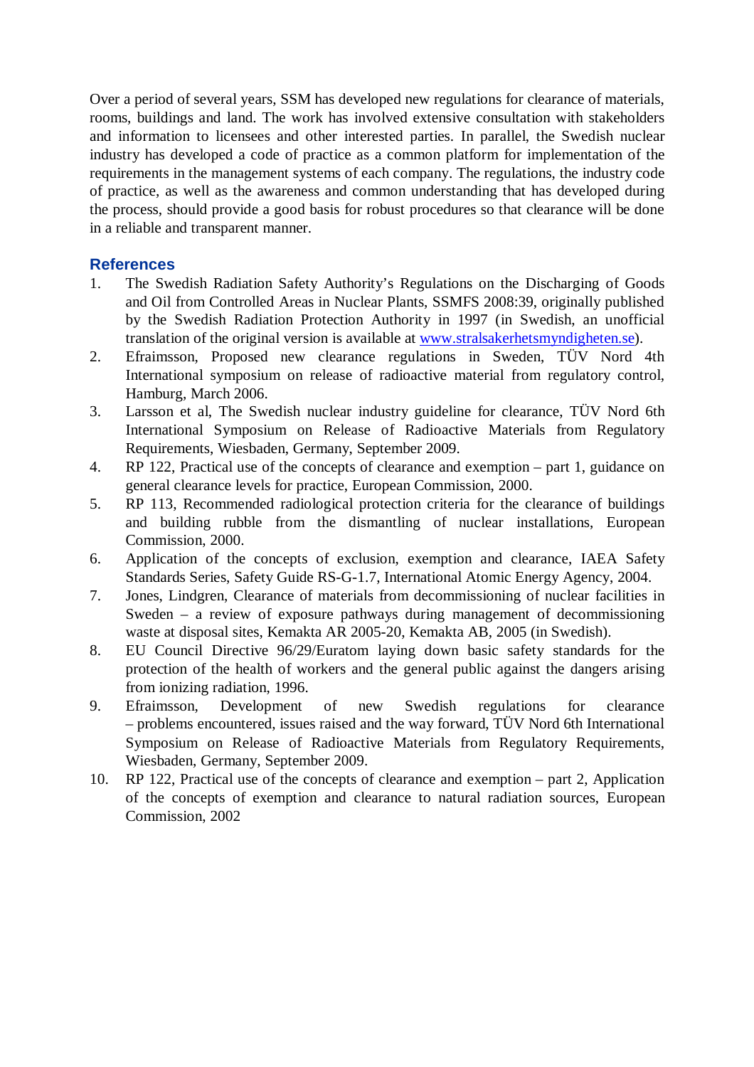Over a period of several years, SSM has developed new regulations for clearance of materials, rooms, buildings and land. The work has involved extensive consultation with stakeholders and information to licensees and other interested parties. In parallel, the Swedish nuclear industry has developed a code of practice as a common platform for implementation of the requirements in the management systems of each company. The regulations, the industry code of practice, as well as the awareness and common understanding that has developed during the process, should provide a good basis for robust procedures so that clearance will be done in a reliable and transparent manner.

## References

1. The Swedish Radiation Safety Authority's Regulations on the Discharging of Goods and Oil from Controlled Areas in Nuclear Plants, SSMFS 2008:39, originally published by the Swedish Radiation Protection Authority in 1997 (in Swedish, an unofficial translation of the original version is available at www.stralsakerhetsmyndigheten.se).
2. Efraimsson, Proposed new clearance regulations in Sweden, TÜV Nord 4th International symposium on release of radioactive material from regulatory control, Hamburg, March 2006.
3. Larsson et al, The Swedish nuclear industry guideline for clearance, TÜV Nord 6th International Symposium on Release of Radioactive Materials from Regulatory Requirements, Wiesbaden, Germany, September 2009.
4. RP 122, Practical use of the concepts of clearance and exemption – part 1, guidance on general clearance levels for practice, European Commission, 2000.
5. RP 113, Recommended radiological protection criteria for the clearance of buildings and building rubble from the dismantling of nuclear installations, European Commission, 2000.
6. Application of the concepts of exclusion, exemption and clearance, IAEA Safety Standards Series, Safety Guide RS-G-1.7, International Atomic Energy Agency, 2004.
7. Jones, Lindgren, Clearance of materials from decommissioning of nuclear facilities in Sweden – a review of exposure pathways during management of decommissioning waste at disposal sites, Kemakta AR 2005-20, Kemakta AB, 2005 (in Swedish).
8. EU Council Directive 96/29/Euratom laying down basic safety standards for the protection of the health of workers and the general public against the dangers arising from ionizing radiation, 1996.
9. Efraimsson, Development of new Swedish regulations for clearance – problems encountered, issues raised and the way forward, TÜV Nord 6th International Symposium on Release of Radioactive Materials from Regulatory Requirements, Wiesbaden, Germany, September 2009.
10. RP 122, Practical use of the concepts of clearance and exemption – part 2, Application of the concepts of exemption and clearance to natural radiation sources, European Commission, 2002